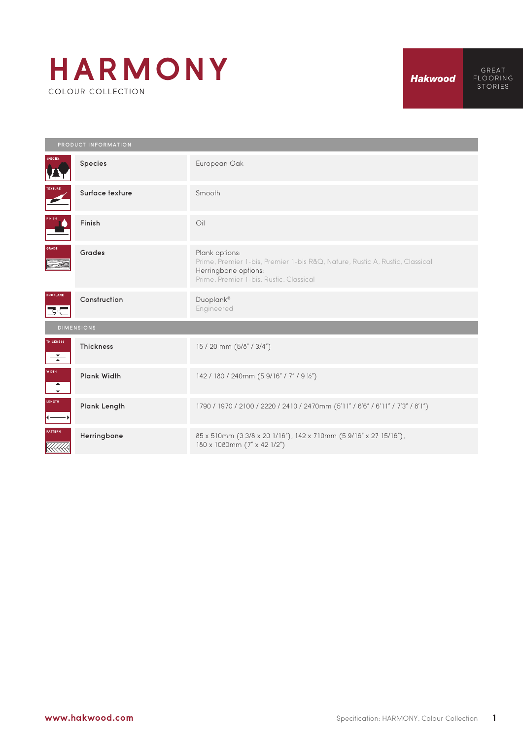# HARMONY

COLOUR COLLECTION

Hakwood

GREAT FLOORING STORIES

| PRODUCT INFORMATION | |
|---|---|
| Species | European Oak |
| Surface texture | Smooth |
| Finish | Oil |
| Grades | Plank options:<br>Prime, Premier 1-bis, Premier 1-bis R&Q, Nature, Rustic A, Rustic, Classical<br>Herringbone options:<br>Prime, Premier 1-bis, Rustic, Classical |
| Construction | Duoplank®<br>Engineered |
| **DIMENSIONS** | |
| Thickness | 15 / 20 mm (5/8" / 3/4") |
| Plank Width | 142 / 180 / 240mm (5 9/16" / 7" / 9 ½") |
| Plank Length | 1790 / 1970 / 2100 / 2220 / 2410 / 2470mm (5'11" / 6'6" / 6'11" / 7'3" / 8'1") |
| Herringbone | 85 x 510mm (3 3/8 x 20 1/16"), 142 x 710mm (5 9/16" x 27 15/16"),<br>180 x 1080mm (7" x 42 1/2") |

www.hakwood.com

Specification: HARMONY, Colour Collection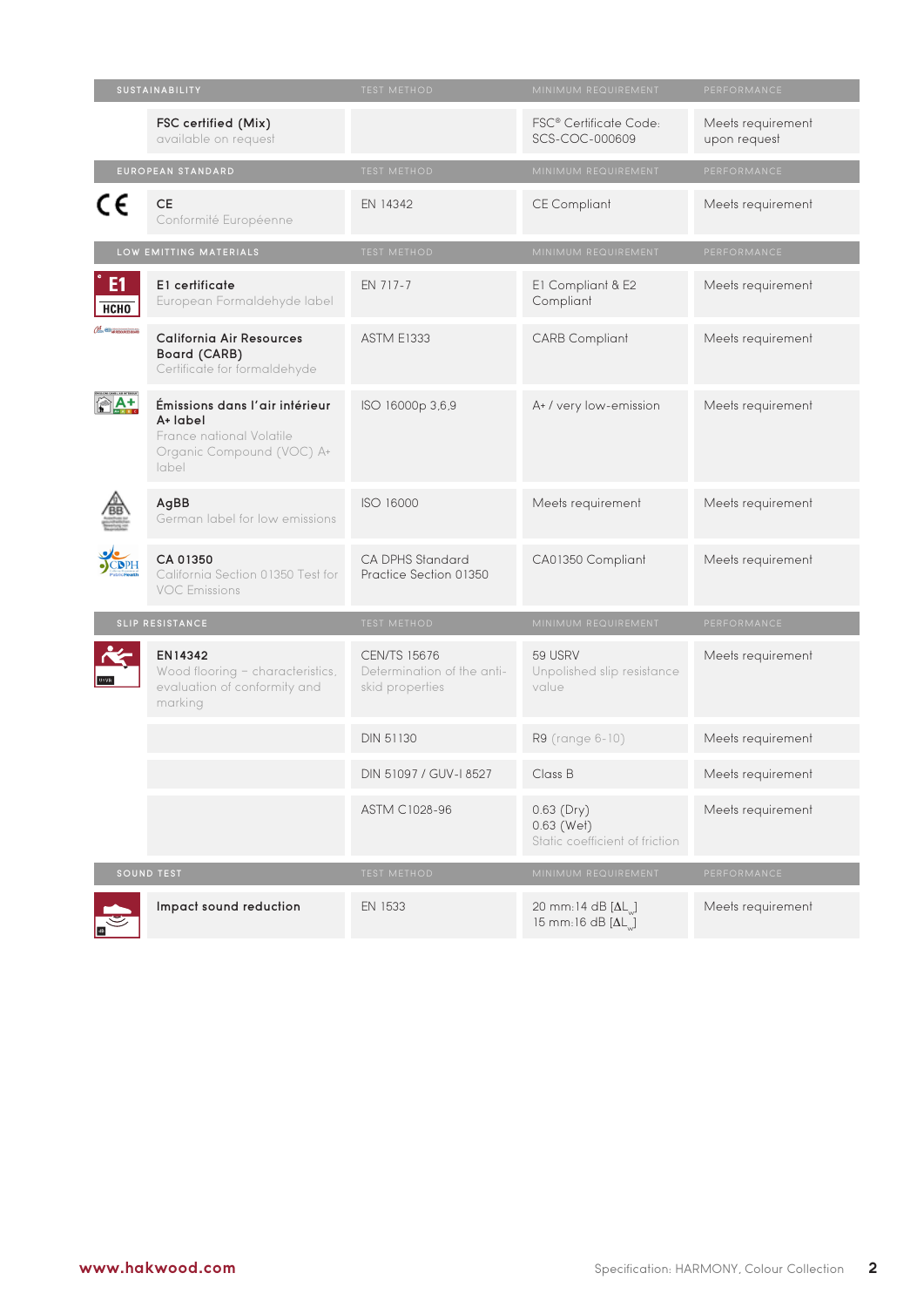| SUSTAINABILITY | TEST METHOD | MINIMUM REQUIREMENT | PERFORMANCE |
|---|---|---|---|
| **FSC certified (Mix)** available on request | | FSC® Certificate Code: SCS-COC-000609 | Meets requirement upon request |
| **EUROPEAN STANDARD** | **TEST METHOD** | **MINIMUM REQUIREMENT** | **PERFORMANCE** |
| **CE** Conformité Européenne | EN 14342 | CE Compliant | Meets requirement |
| **LOW EMITTING MATERIALS** | **TEST METHOD** | **MINIMUM REQUIREMENT** | **PERFORMANCE** |
| **E1 certificate** European Formaldehyde label | EN 717-7 | E1 Compliant & E2 Compliant | Meets requirement |
| **California Air Resources Board (CARB)** Certificate for formaldehyde | ASTM E1333 | CARB Compliant | Meets requirement |
| **Émissions dans l'air intérieur A+ label** France national Volatile Organic Compound (VOC) A+ label | ISO 16000p 3,6,9 | A+ / very low-emission | Meets requirement |
| **AgBB** German label for low emissions | ISO 16000 | Meets requirement | Meets requirement |
| **CA 01350** California Section 01350 Test for VOC Emissions | CA DPHS Standard Practice Section 01350 | CA01350 Compliant | Meets requirement |
| **SLIP RESISTANCE** | **TEST METHOD** | **MINIMUM REQUIREMENT** | **PERFORMANCE** |
| **EN14342** Wood flooring – characteristics, evaluation of conformity and marking | CEN/TS 15676 Determination of the anti-skid properties | 59 USRV Unpolished slip resistance value | Meets requirement |
| | DIN 51130 | R9 (range 6-10) | Meets requirement |
| | DIN 51097 / GUV-I 8527 | Class B | Meets requirement |
| | ASTM C1028-96 | 0.63 (Dry) 0.63 (Wet) Static coefficient of friction | Meets requirement |
| **SOUND TEST** | **TEST METHOD** | **MINIMUM REQUIREMENT** | **PERFORMANCE** |
| **Impact sound reduction** | EN 1533 | 20 mm:14 dB [$\Delta L_w$] 15 mm:16 dB [$\Delta L_w$] | Meets requirement |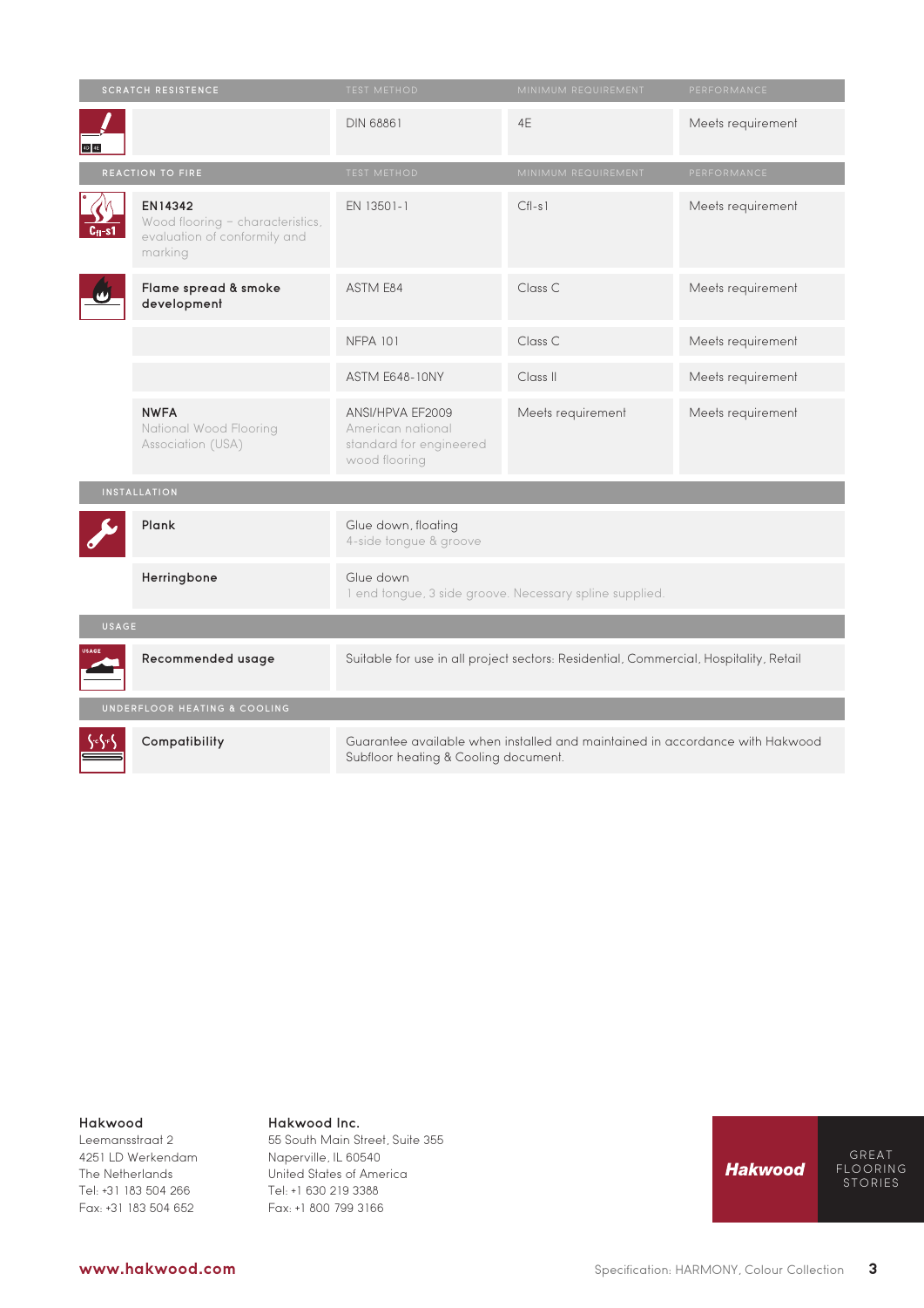| SCRATCH RESISTENCE | TEST METHOD | MINIMUM REQUIREMENT | PERFORMANCE |
|---|---|---|---|
| | DIN 68861 | 4E | Meets requirement |

| REACTION TO FIRE | TEST METHOD | MINIMUM REQUIREMENT | PERFORMANCE |
|---|---|---|---|
| **EN14342** Wood flooring – characteristics, evaluation of conformity and marking | EN 13501-1 | Cfl-s1 | Meets requirement |
| **Flame spread & smoke development** | ASTM E84 | Class C | Meets requirement |
| | NFPA 101 | Class C | Meets requirement |
| | ASTM E648-10NY | Class II | Meets requirement |
| **NWFA** National Wood Flooring Association (USA) | ANSI/HPVA EF2009 American national standard for engineered wood flooring | Meets requirement | Meets requirement |

| INSTALLATION | |
|---|---|
| **Plank** | Glue down, floating<br>4-side tongue & groove |
| **Herringbone** | Glue down<br>1 end tongue, 3 side groove. Necessary spline supplied. |

| USAGE | |
|---|---|
| **Recommended usage** | Suitable for use in all project sectors: Residential, Commercial, Hospitality, Retail |

| UNDERFLOOR HEATING & COOLING | |
|---|---|
| **Compatibility** | Guarantee available when installed and maintained in accordance with Hakwood Subfloor heating & Cooling document. |

**Hakwood**
Leemansstraat 2
4251 LD Werkendam
The Netherlands
Tel: +31 183 504 266
Fax: +31 183 504 652

**Hakwood Inc.**
55 South Main Street, Suite 355
Naperville, IL 60540
United States of America
Tel: +1 630 219 3388
Fax: +1 800 799 3166

**Hakwood** GREAT FLOORING STORIES

**www.hakwood.com**

Specification: HARMONY, Colour Collection